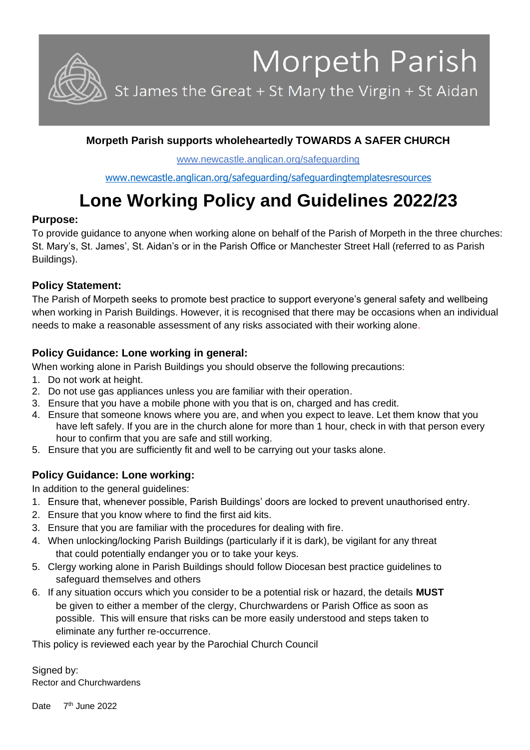# Morpeth Parish

St James the Great + St Mary the Virgin + St Aidan

**Morpeth Parish supports wholeheartedly TOWARDS A SAFER CHURCH**

www.newcastle.anglican.org/safeguarding

www.newcastle.anglican.org/safeguarding/safeguardingtemplatesresources

# Lone Working Policy and Guidelines 2022/23

### Purpose:

To provide guidance to anyone when working alone on behalf of the Parish of Morpeth in the three churches: St. Mary's, St. James', St. Aidan's or in the Parish Office or Manchester Street Hall (referred to as Parish Buildings).

### Policy Statement:

The Parish of Morpeth seeks to promote best practice to support everyone's general safety and wellbeing when working in Parish Buildings. However, it is recognised that there may be occasions when an individual needs to make a reasonable assessment of any risks associated with their working alone.

### Policy Guidance: Lone working in general:

When working alone in Parish Buildings you should observe the following precautions:

1. Do not work at height.
2. Do not use gas appliances unless you are familiar with their operation.
3. Ensure that you have a mobile phone with you that is on, charged and has credit.
4. Ensure that someone knows where you are, and when you expect to leave. Let them know that you have left safely. If you are in the church alone for more than 1 hour, check in with that person every hour to confirm that you are safe and still working.
5. Ensure that you are sufficiently fit and well to be carrying out your tasks alone.

### Policy Guidance: Lone working:

In addition to the general guidelines:

1. Ensure that, whenever possible, Parish Buildings' doors are locked to prevent unauthorised entry.
2. Ensure that you know where to find the first aid kits.
3. Ensure that you are familiar with the procedures for dealing with fire.
4. When unlocking/locking Parish Buildings (particularly if it is dark), be vigilant for any threat that could potentially endanger you or to take your keys.
5. Clergy working alone in Parish Buildings should follow Diocesan best practice guidelines to safeguard themselves and others
6. If any situation occurs which you consider to be a potential risk or hazard, the details **MUST** be given to either a member of the clergy, Churchwardens or Parish Office as soon as possible. This will ensure that risks can be more easily understood and steps taken to eliminate any further re-occurrence.

This policy is reviewed each year by the Parochial Church Council

Signed by:
Rector and Churchwardens

Date 7th June 2022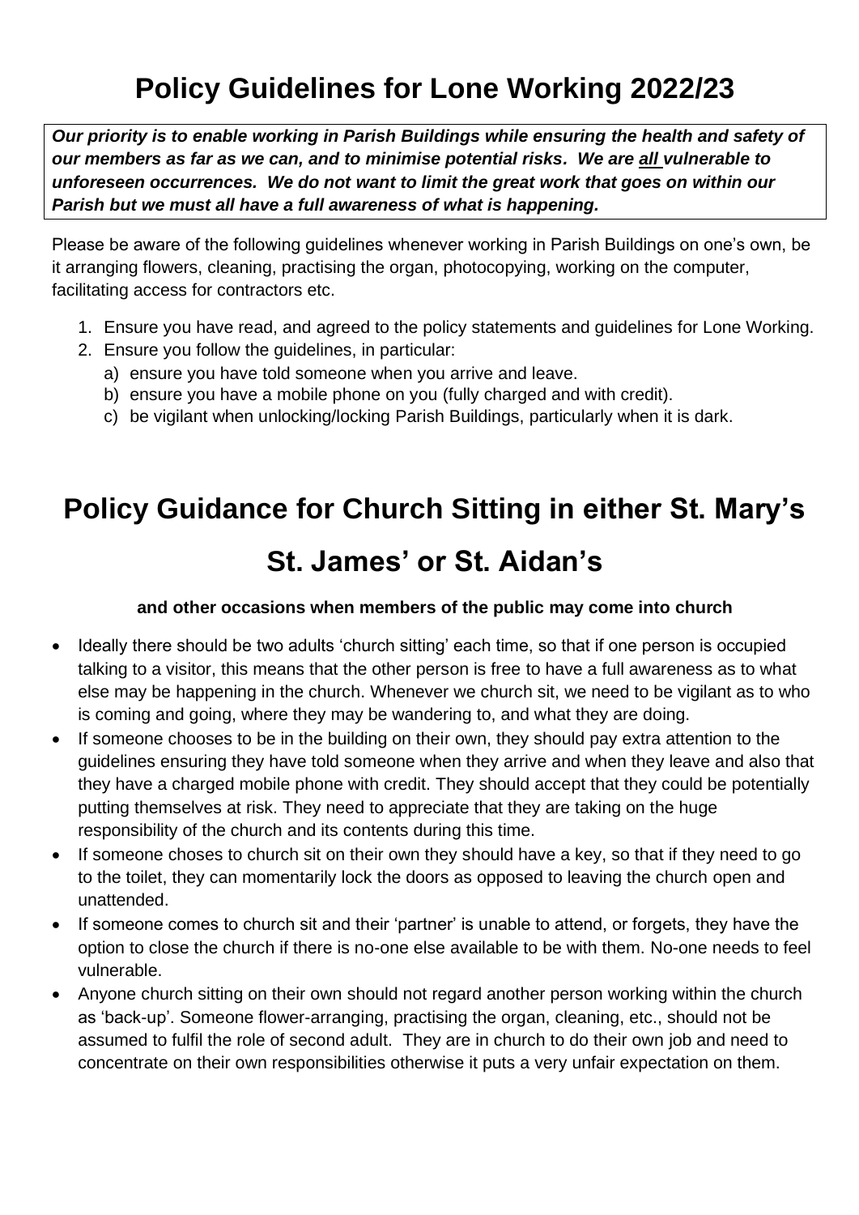# Policy Guidelines for Lone Working 2022/23

***Our priority is to enable working in Parish Buildings while ensuring the health and safety of our members as far as we can, and to minimise potential risks. We are all vulnerable to unforeseen occurrences. We do not want to limit the great work that goes on within our Parish but we must all have a full awareness of what is happening.***

Please be aware of the following guidelines whenever working in Parish Buildings on one's own, be it arranging flowers, cleaning, practising the organ, photocopying, working on the computer, facilitating access for contractors etc.

1. Ensure you have read, and agreed to the policy statements and guidelines for Lone Working.
2. Ensure you follow the guidelines, in particular:
   a) ensure you have told someone when you arrive and leave.
   b) ensure you have a mobile phone on you (fully charged and with credit).
   c) be vigilant when unlocking/locking Parish Buildings, particularly when it is dark.

# Policy Guidance for Church Sitting in either St. Mary's St. James' or St. Aidan's

**and other occasions when members of the public may come into church**

- Ideally there should be two adults 'church sitting' each time, so that if one person is occupied talking to a visitor, this means that the other person is free to have a full awareness as to what else may be happening in the church. Whenever we church sit, we need to be vigilant as to who is coming and going, where they may be wandering to, and what they are doing.
- If someone chooses to be in the building on their own, they should pay extra attention to the guidelines ensuring they have told someone when they arrive and when they leave and also that they have a charged mobile phone with credit. They should accept that they could be potentially putting themselves at risk. They need to appreciate that they are taking on the huge responsibility of the church and its contents during this time.
- If someone choses to church sit on their own they should have a key, so that if they need to go to the toilet, they can momentarily lock the doors as opposed to leaving the church open and unattended.
- If someone comes to church sit and their 'partner' is unable to attend, or forgets, they have the option to close the church if there is no-one else available to be with them. No-one needs to feel vulnerable.
- Anyone church sitting on their own should not regard another person working within the church as 'back-up'. Someone flower-arranging, practising the organ, cleaning, etc., should not be assumed to fulfil the role of second adult. They are in church to do their own job and need to concentrate on their own responsibilities otherwise it puts a very unfair expectation on them.